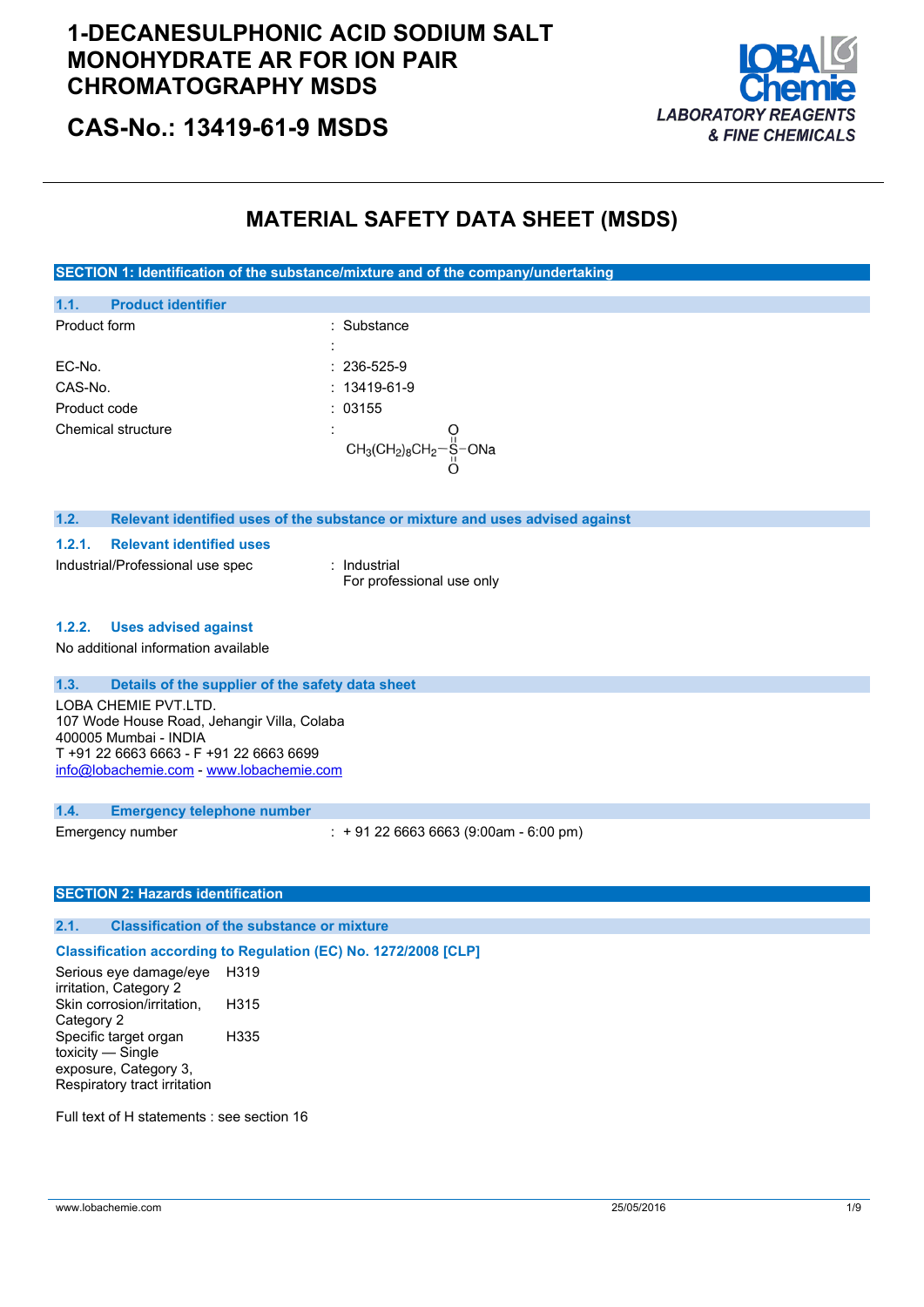# 1-DECANESULPHONIC ACID SODIUM SALT MONOHYDRATE AR FOR ION PAIR CHROMATOGRAPHY MSDS

## CAS-No.: 13419-61-9 MSDS

LOBA Chemie
*LABORATORY REAGENTS & FINE CHEMICALS*

# MATERIAL SAFETY DATA SHEET (MSDS)

## SECTION 1: Identification of the substance/mixture and of the company/undertaking

### 1.1. Product identifier

| | |
|---|---|
| Product form | : Substance |
| | : |
| EC-No. | : 236-525-9 |
| CAS-No. | : 13419-61-9 |
| Product code | : 03155 |
| Chemical structure | : $CH_3(CH_2)_8CH_2-S(=O)(=O)-ONa$ |

### 1.2. Relevant identified uses of the substance or mixture and uses advised against

#### 1.2.1. Relevant identified uses

Industrial/Professional use spec : Industrial
For professional use only

#### 1.2.2. Uses advised against

No additional information available

### 1.3. Details of the supplier of the safety data sheet

LOBA CHEMIE PVT.LTD.
107 Wode House Road, Jehangir Villa, Colaba
400005 Mumbai - INDIA
T +91 22 6663 6663 - F +91 22 6663 6699
info@lobachemie.com - www.lobachemie.com

### 1.4. Emergency telephone number

Emergency number : + 91 22 6663 6663 (9:00am - 6:00 pm)

## SECTION 2: Hazards identification

### 2.1. Classification of the substance or mixture

**Classification according to Regulation (EC) No. 1272/2008 [CLP]**

| | |
|---|---|
| Serious eye damage/eye irritation, Category 2 | H319 |
| Skin corrosion/irritation, Category 2 | H315 |
| Specific target organ toxicity — Single exposure, Category 3, Respiratory tract irritation | H335 |

Full text of H statements : see section 16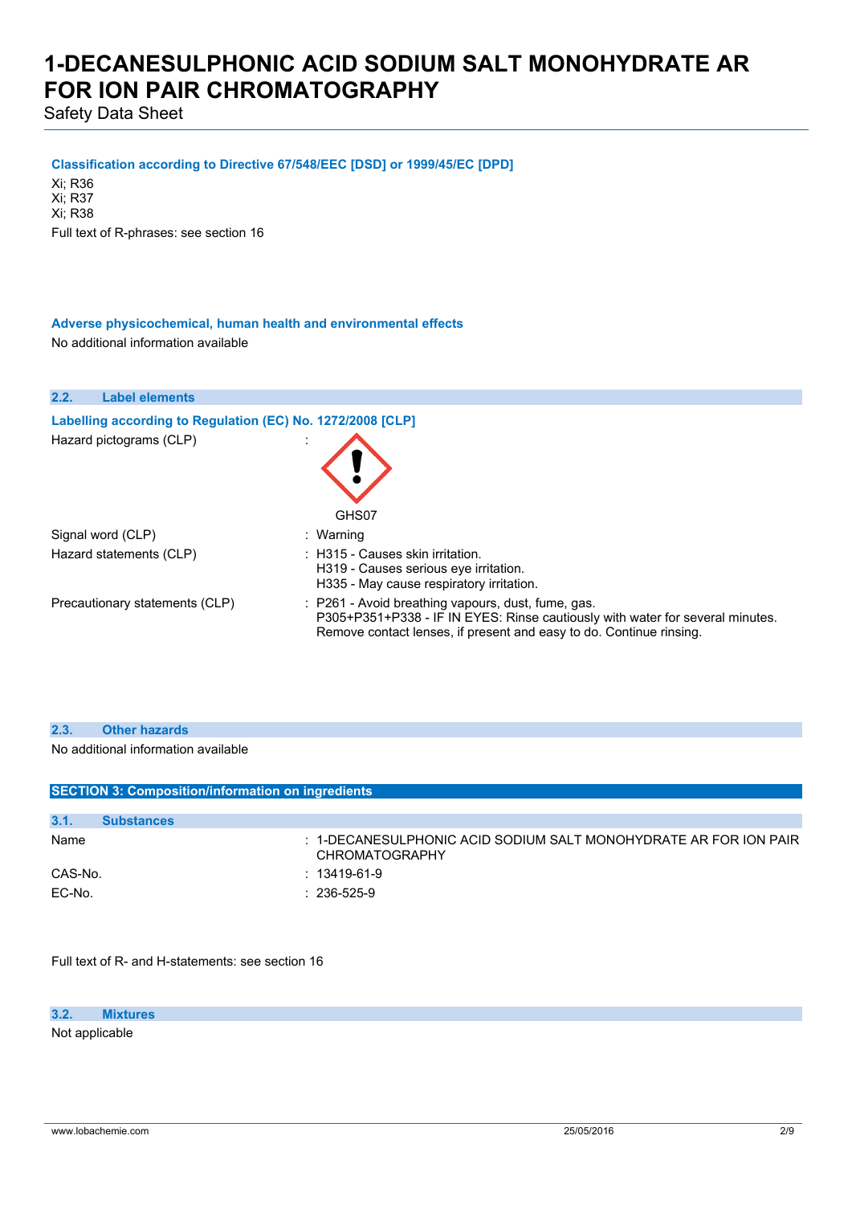**Classification according to Directive 67/548/EEC [DSD] or 1999/45/EC [DPD]**

Xi; R36
Xi; R37
Xi; R38

Full text of R-phrases: see section 16

**Adverse physicochemical, human health and environmental effects**

No additional information available

### 2.2. Label elements

**Labelling according to Regulation (EC) No. 1272/2008 [CLP]**

| | |
|---|---|
| Hazard pictograms (CLP) | : GHS07 |
| Signal word (CLP) | : Warning |
| Hazard statements (CLP) | : H315 - Causes skin irritation.<br>H319 - Causes serious eye irritation.<br>H335 - May cause respiratory irritation. |
| Precautionary statements (CLP) | : P261 - Avoid breathing vapours, dust, fume, gas.<br>P305+P351+P338 - IF IN EYES: Rinse cautiously with water for several minutes. Remove contact lenses, if present and easy to do. Continue rinsing. |

### 2.3. Other hazards

No additional information available

## SECTION 3: Composition/information on ingredients

### 3.1. Substances

| | |
|---|---|
| Name | : 1-DECANESULPHONIC ACID SODIUM SALT MONOHYDRATE AR FOR ION PAIR CHROMATOGRAPHY |
| CAS-No. | : 13419-61-9 |
| EC-No. | : 236-525-9 |

Full text of R- and H-statements: see section 16

### 3.2. Mixtures

Not applicable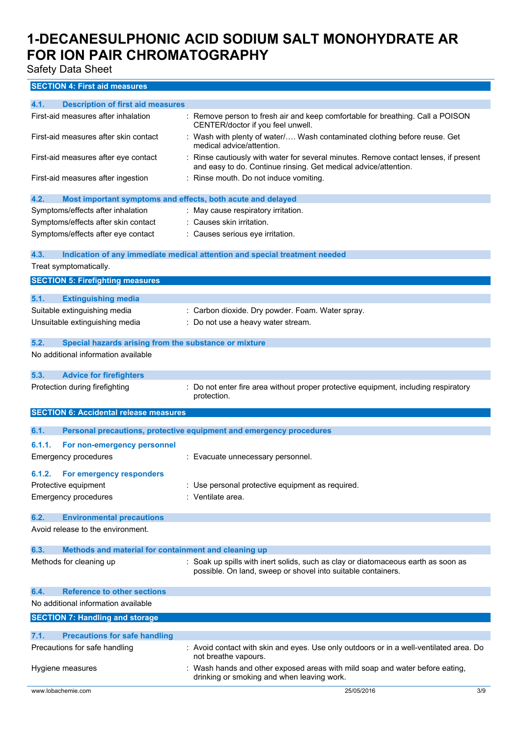## SECTION 4: First aid measures

### 4.1. Description of first aid measures

| | |
|---|---|
| First-aid measures after inhalation | : Remove person to fresh air and keep comfortable for breathing. Call a POISON CENTER/doctor if you feel unwell. |
| First-aid measures after skin contact | : Wash with plenty of water/…. Wash contaminated clothing before reuse. Get medical advice/attention. |
| First-aid measures after eye contact | : Rinse cautiously with water for several minutes. Remove contact lenses, if present and easy to do. Continue rinsing. Get medical advice/attention. |
| First-aid measures after ingestion | : Rinse mouth. Do not induce vomiting. |

### 4.2. Most important symptoms and effects, both acute and delayed

| | |
|---|---|
| Symptoms/effects after inhalation | : May cause respiratory irritation. |
| Symptoms/effects after skin contact | : Causes skin irritation. |
| Symptoms/effects after eye contact | : Causes serious eye irritation. |

### 4.3. Indication of any immediate medical attention and special treatment needed

Treat symptomatically.

## SECTION 5: Firefighting measures

### 5.1. Extinguishing media

| | |
|---|---|
| Suitable extinguishing media | : Carbon dioxide. Dry powder. Foam. Water spray. |
| Unsuitable extinguishing media | : Do not use a heavy water stream. |

### 5.2. Special hazards arising from the substance or mixture

No additional information available

### 5.3. Advice for firefighters

| | |
|---|---|
| Protection during firefighting | : Do not enter fire area without proper protective equipment, including respiratory protection. |

## SECTION 6: Accidental release measures

### 6.1. Personal precautions, protective equipment and emergency procedures

#### 6.1.1. For non-emergency personnel

| | |
|---|---|
| Emergency procedures | : Evacuate unnecessary personnel. |

#### 6.1.2. For emergency responders

| | |
|---|---|
| Protective equipment | : Use personal protective equipment as required. |
| Emergency procedures | : Ventilate area. |

### 6.2. Environmental precautions

Avoid release to the environment.

### 6.3. Methods and material for containment and cleaning up

| | |
|---|---|
| Methods for cleaning up | : Soak up spills with inert solids, such as clay or diatomaceous earth as soon as possible. On land, sweep or shovel into suitable containers. |

### 6.4. Reference to other sections

No additional information available

## SECTION 7: Handling and storage

### 7.1. Precautions for safe handling

| | |
|---|---|
| Precautions for safe handling | : Avoid contact with skin and eyes. Use only outdoors or in a well-ventilated area. Do not breathe vapours. |
| Hygiene measures | : Wash hands and other exposed areas with mild soap and water before eating, drinking or smoking and when leaving work. |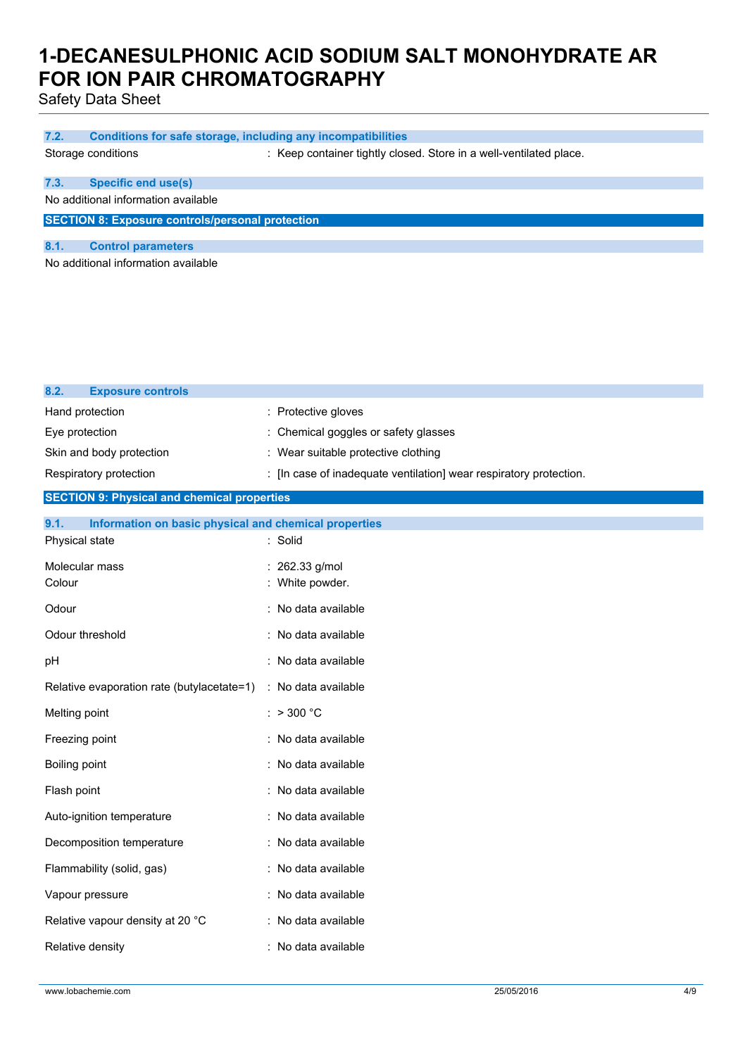### 7.2. Conditions for safe storage, including any incompatibilities

| | |
|---|---|
| Storage conditions | : Keep container tightly closed. Store in a well-ventilated place. |

### 7.3. Specific end use(s)

No additional information available

## SECTION 8: Exposure controls/personal protection

### 8.1. Control parameters

No additional information available

### 8.2. Exposure controls

| | |
|---|---|
| Hand protection | : Protective gloves |
| Eye protection | : Chemical goggles or safety glasses |
| Skin and body protection | : Wear suitable protective clothing |
| Respiratory protection | : [In case of inadequate ventilation] wear respiratory protection. |

## SECTION 9: Physical and chemical properties

### 9.1. Information on basic physical and chemical properties

| | |
|---|---|
| Physical state | : Solid |
| Molecular mass | : 262.33 g/mol |
| Colour | : White powder. |
| Odour | : No data available |
| Odour threshold | : No data available |
| pH | : No data available |
| Relative evaporation rate (butylacetate=1) | : No data available |
| Melting point | : > 300 °C |
| Freezing point | : No data available |
| Boiling point | : No data available |
| Flash point | : No data available |
| Auto-ignition temperature | : No data available |
| Decomposition temperature | : No data available |
| Flammability (solid, gas) | : No data available |
| Vapour pressure | : No data available |
| Relative vapour density at 20 °C | : No data available |
| Relative density | : No data available |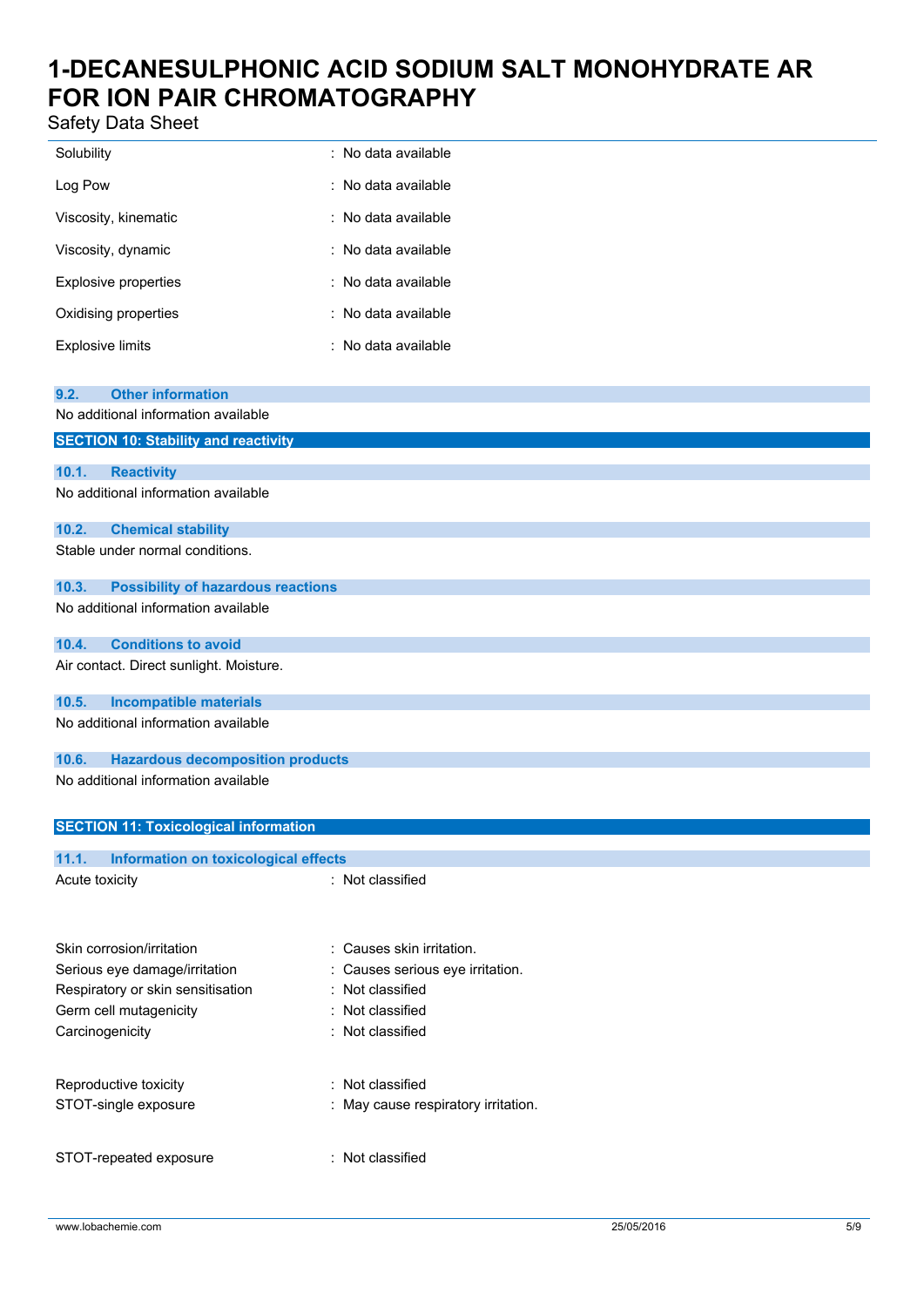| | |
|---|---|
| Solubility | : No data available |
| Log Pow | : No data available |
| Viscosity, kinematic | : No data available |
| Viscosity, dynamic | : No data available |
| Explosive properties | : No data available |
| Oxidising properties | : No data available |
| Explosive limits | : No data available |

### 9.2. Other information

No additional information available

## SECTION 10: Stability and reactivity

### 10.1. Reactivity

No additional information available

### 10.2. Chemical stability

Stable under normal conditions.

### 10.3. Possibility of hazardous reactions

No additional information available

### 10.4. Conditions to avoid

Air contact. Direct sunlight. Moisture.

### 10.5. Incompatible materials

No additional information available

### 10.6. Hazardous decomposition products

No additional information available

## SECTION 11: Toxicological information

### 11.1. Information on toxicological effects

| | |
|---|---|
| Acute toxicity | : Not classified |
| Skin corrosion/irritation | : Causes skin irritation. |
| Serious eye damage/irritation | : Causes serious eye irritation. |
| Respiratory or skin sensitisation | : Not classified |
| Germ cell mutagenicity | : Not classified |
| Carcinogenicity | : Not classified |
| Reproductive toxicity | : Not classified |
| STOT-single exposure | : May cause respiratory irritation. |
| STOT-repeated exposure | : Not classified |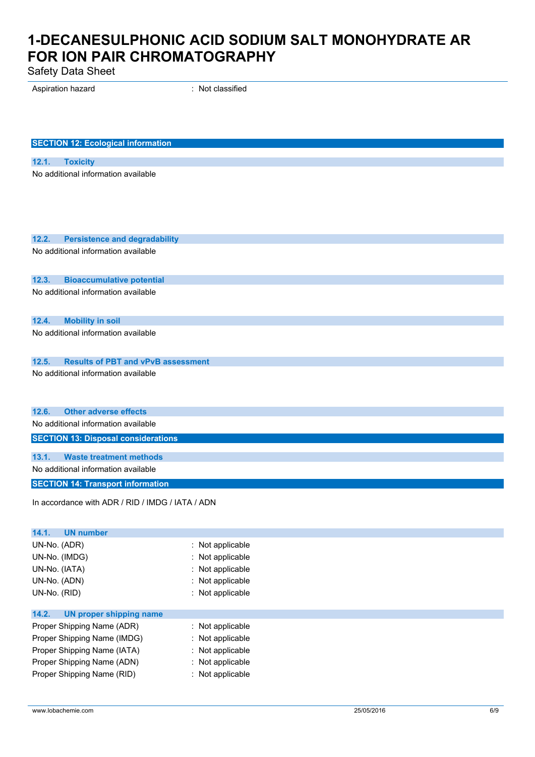| | |
|---|---|
| Aspiration hazard | : Not classified |

## SECTION 12: Ecological information

### 12.1. Toxicity

No additional information available

### 12.2. Persistence and degradability

No additional information available

### 12.3. Bioaccumulative potential

No additional information available

### 12.4. Mobility in soil

No additional information available

### 12.5. Results of PBT and vPvB assessment

No additional information available

### 12.6. Other adverse effects

No additional information available

## SECTION 13: Disposal considerations

### 13.1. Waste treatment methods

No additional information available

## SECTION 14: Transport information

In accordance with ADR / RID / IMDG / IATA / ADN

### 14.1. UN number

| | |
|---|---|
| UN-No. (ADR) | : Not applicable |
| UN-No. (IMDG) | : Not applicable |
| UN-No. (IATA) | : Not applicable |
| UN-No. (ADN) | : Not applicable |
| UN-No. (RID) | : Not applicable |

### 14.2. UN proper shipping name

| | |
|---|---|
| Proper Shipping Name (ADR) | : Not applicable |
| Proper Shipping Name (IMDG) | : Not applicable |
| Proper Shipping Name (IATA) | : Not applicable |
| Proper Shipping Name (ADN) | : Not applicable |
| Proper Shipping Name (RID) | : Not applicable |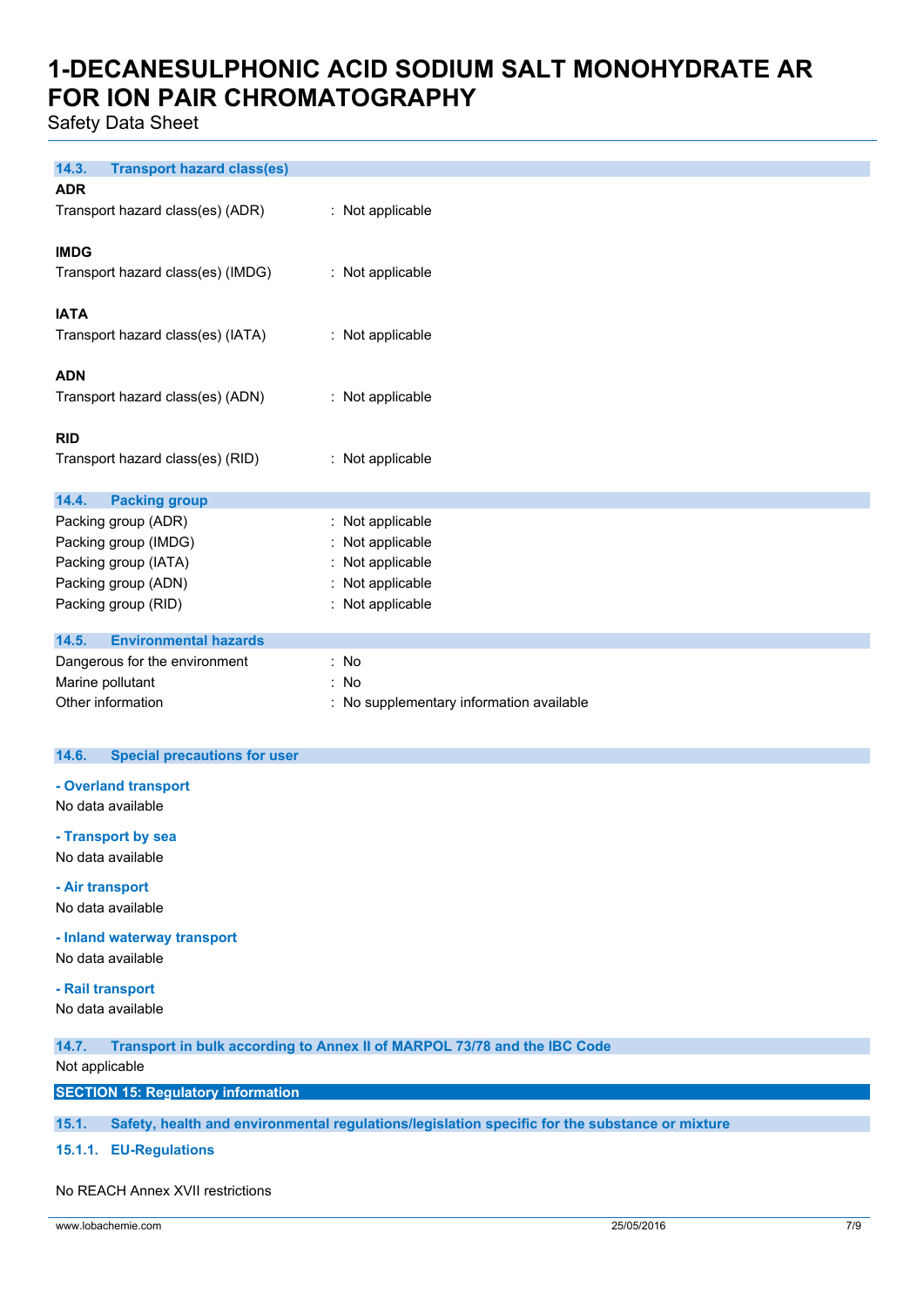### 14.3. Transport hazard class(es)

**ADR**

Transport hazard class(es) (ADR) : Not applicable

**IMDG**

Transport hazard class(es) (IMDG) : Not applicable

**IATA**

Transport hazard class(es) (IATA) : Not applicable

**ADN**

Transport hazard class(es) (ADN) : Not applicable

**RID**

Transport hazard class(es) (RID) : Not applicable

### 14.4. Packing group

Packing group (ADR) : Not applicable
Packing group (IMDG) : Not applicable
Packing group (IATA) : Not applicable
Packing group (ADN) : Not applicable
Packing group (RID) : Not applicable

### 14.5. Environmental hazards

Dangerous for the environment : No
Marine pollutant : No
Other information : No supplementary information available

### 14.6. Special precautions for user

**- Overland transport**

No data available

**- Transport by sea**

No data available

**- Air transport**

No data available

**- Inland waterway transport**

No data available

**- Rail transport**

No data available

### 14.7. Transport in bulk according to Annex II of MARPOL 73/78 and the IBC Code

Not applicable

## SECTION 15: Regulatory information

### 15.1. Safety, health and environmental regulations/legislation specific for the substance or mixture

#### 15.1.1. EU-Regulations

No REACH Annex XVII restrictions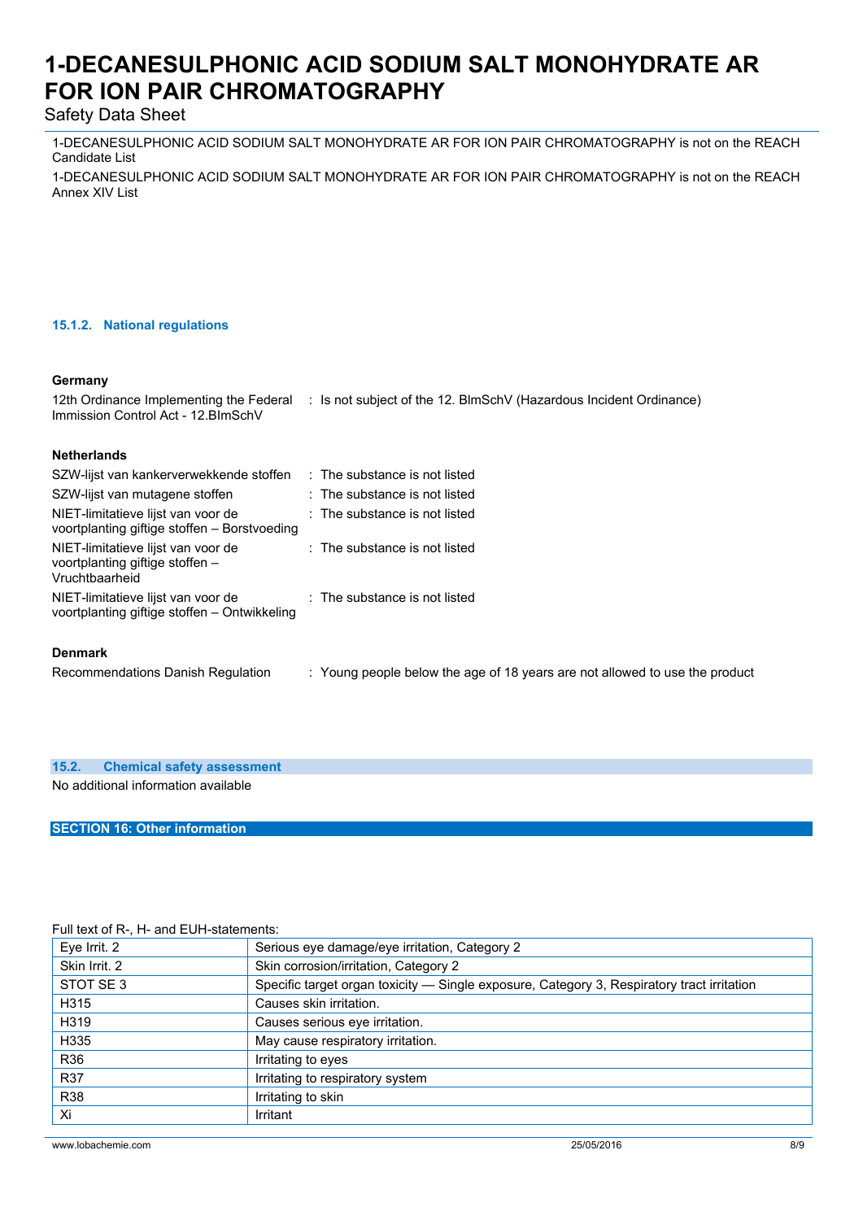1-DECANESULPHONIC ACID SODIUM SALT MONOHYDRATE AR FOR ION PAIR CHROMATOGRAPHY is not on the REACH Candidate List

1-DECANESULPHONIC ACID SODIUM SALT MONOHYDRATE AR FOR ION PAIR CHROMATOGRAPHY is not on the REACH Annex XIV List

### 15.1.2. National regulations

**Germany**

| | |
|---|---|
| 12th Ordinance Implementing the Federal Immission Control Act - 12.BImSchV | : Is not subject of the 12. BlmSchV (Hazardous Incident Ordinance) |

**Netherlands**

| | |
|---|---|
| SZW-lijst van kankerverwekkende stoffen | : The substance is not listed |
| SZW-lijst van mutagene stoffen | : The substance is not listed |
| NIET-limitatieve lijst van voor de voortplanting giftige stoffen – Borstvoeding | : The substance is not listed |
| NIET-limitatieve lijst van voor de voortplanting giftige stoffen – Vruchtbaarheid | : The substance is not listed |
| NIET-limitatieve lijst van voor de voortplanting giftige stoffen – Ontwikkeling | : The substance is not listed |

**Denmark**

| | |
|---|---|
| Recommendations Danish Regulation | : Young people below the age of 18 years are not allowed to use the product |

### 15.2. Chemical safety assessment

No additional information available

## SECTION 16: Other information

Full text of R-, H- and EUH-statements:

| | |
|---|---|
| Eye Irrit. 2 | Serious eye damage/eye irritation, Category 2 |
| Skin Irrit. 2 | Skin corrosion/irritation, Category 2 |
| STOT SE 3 | Specific target organ toxicity — Single exposure, Category 3, Respiratory tract irritation |
| H315 | Causes skin irritation. |
| H319 | Causes serious eye irritation. |
| H335 | May cause respiratory irritation. |
| R36 | Irritating to eyes |
| R37 | Irritating to respiratory system |
| R38 | Irritating to skin |
| Xi | Irritant |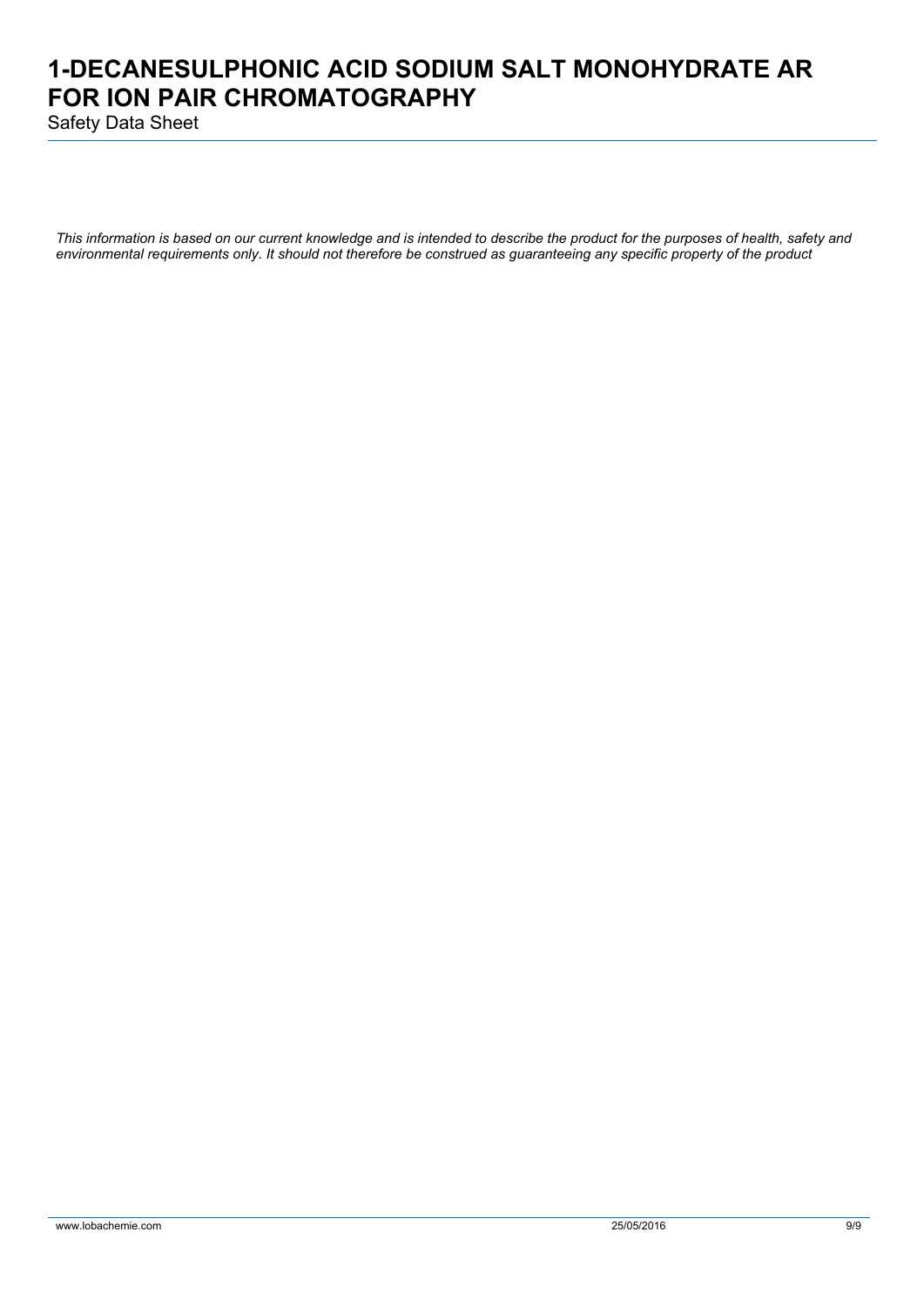*This information is based on our current knowledge and is intended to describe the product for the purposes of health, safety and environmental requirements only. It should not therefore be construed as guaranteeing any specific property of the product*